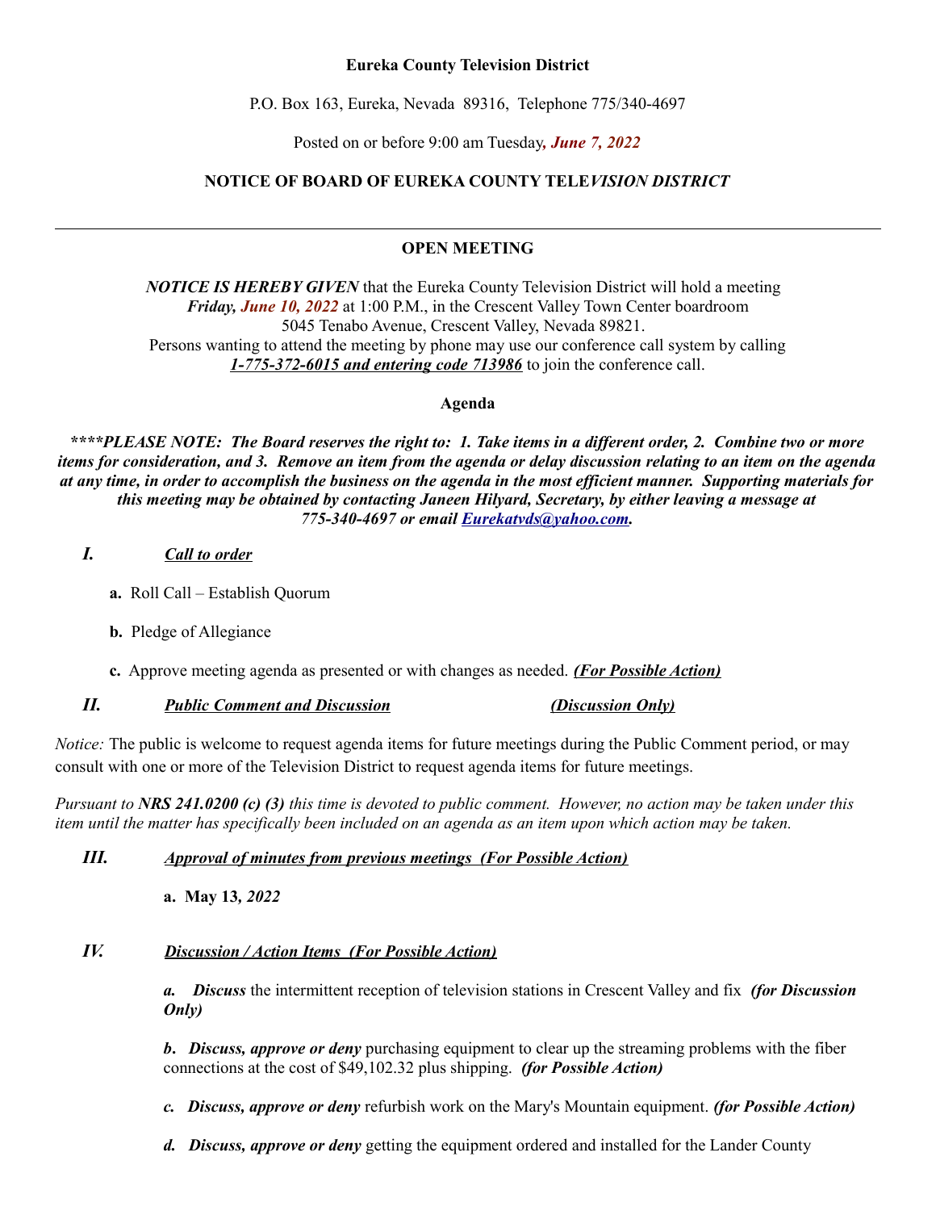**Eureka County Television District**

P.O. Box 163, Eureka, Nevada 89316, Telephone 775/340-4697

Posted on or before 9:00 am Tuesday***, June 7, 2022***

**NOTICE OF BOARD OF EUREKA COUNTY TELE*VISION DISTRICT***

---

**OPEN MEETING**

***NOTICE IS HEREBY GIVEN*** that the Eureka County Television District will hold a meeting ***Friday, June 10, 2022*** at 1:00 P.M., in the Crescent Valley Town Center boardroom 5045 Tenabo Avenue, Crescent Valley, Nevada 89821.
Persons wanting to attend the meeting by phone may use our conference call system by calling ***1-775-372-6015 and entering code 713986*** to join the conference call.

**Agenda**

***\*\*\*\*PLEASE NOTE: The Board reserves the right to: 1. Take items in a different order, 2. Combine two or more items for consideration, and 3. Remove an item from the agenda or delay discussion relating to an item on the agenda at any time, in order to accomplish the business on the agenda in the most efficient manner. Supporting materials for this meeting may be obtained by contacting Janeen Hilyard, Secretary, by either leaving a message at 775-340-4697 or email Eurekatvds@yahoo.com.***

***I. Call to order***

- **a.** Roll Call – Establish Quorum
- **b.** Pledge of Allegiance
- **c.** Approve meeting agenda as presented or with changes as needed. ***(For Possible Action)***

***II. Public Comment and Discussion*** ***(Discussion Only)***

*Notice:* The public is welcome to request agenda items for future meetings during the Public Comment period, or may consult with one or more of the Television District to request agenda items for future meetings.

*Pursuant to **NRS 241.0200 (c) (3)** this time is devoted to public comment. However, no action may be taken under this item until the matter has specifically been included on an agenda as an item upon which action may be taken.*

***III. Approval of minutes from previous meetings (For Possible Action)***

- **a. May 13*, 2022***

***IV. Discussion / Action Items (For Possible Action)***

***a. Discuss*** the intermittent reception of television stations in Crescent Valley and fix ***(for Discussion Only)***

***b. Discuss, approve or deny*** purchasing equipment to clear up the streaming problems with the fiber connections at the cost of $49,102.32 plus shipping. ***(for Possible Action)***

***c. Discuss, approve or deny*** refurbish work on the Mary's Mountain equipment. ***(for Possible Action)***

***d. Discuss, approve or deny*** getting the equipment ordered and installed for the Lander County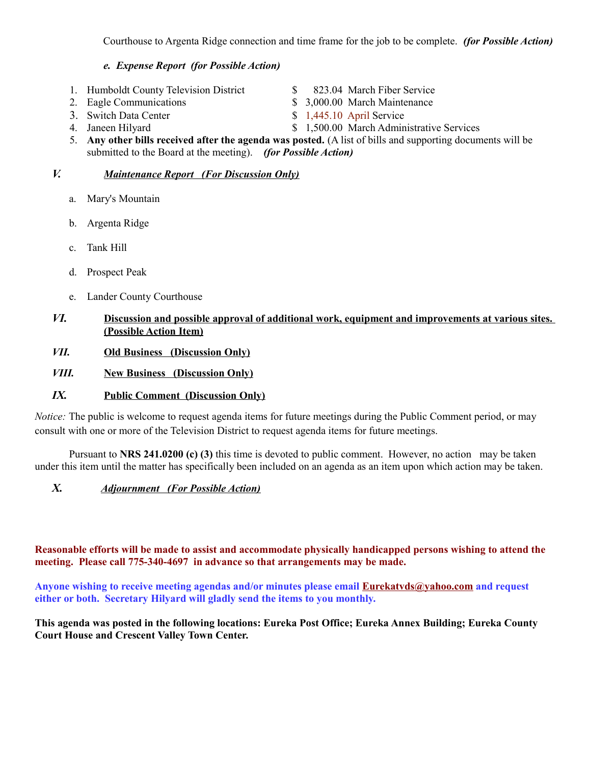Courthouse to Argenta Ridge connection and time frame for the job to be complete. ***(for Possible Action)***

***e. Expense Report (for Possible Action)***

1. Humboldt County Television District $ 823.04 March Fiber Service
2. Eagle Communications $ 3,000.00 March Maintenance
3. Switch Data Center $ 1,445.10 April Service
4. Janeen Hilyard $ 1,500.00 March Administrative Services
5. **Any other bills received after the agenda was posted.** (A list of bills and supporting documents will be submitted to the Board at the meeting). ***(for Possible Action)***

## *V.* ***Maintenance Report (For Discussion Only)***

a. Mary's Mountain

b. Argenta Ridge

c. Tank Hill

d. Prospect Peak

e. Lander County Courthouse

## *VI.* **Discussion and possible approval of additional work, equipment and improvements at various sites. (Possible Action Item)**

## *VII.* **Old Business (Discussion Only)**

## *VIII.* **New Business (Discussion Only)**

## *IX.* **Public Comment (Discussion Only)**

*Notice:* The public is welcome to request agenda items for future meetings during the Public Comment period, or may consult with one or more of the Television District to request agenda items for future meetings.

Pursuant to **NRS 241.0200 (c) (3)** this time is devoted to public comment. However, no action may be taken under this item until the matter has specifically been included on an agenda as an item upon which action may be taken.

## *X.* ***Adjournment (For Possible Action)***

**Reasonable efforts will be made to assist and accommodate physically handicapped persons wishing to attend the meeting. Please call 775-340-4697 in advance so that arrangements may be made.**

**Anyone wishing to receive meeting agendas and/or minutes please email Eurekatvds@yahoo.com and request either or both. Secretary Hilyard will gladly send the items to you monthly.**

**This agenda was posted in the following locations: Eureka Post Office; Eureka Annex Building; Eureka County Court House and Crescent Valley Town Center.**